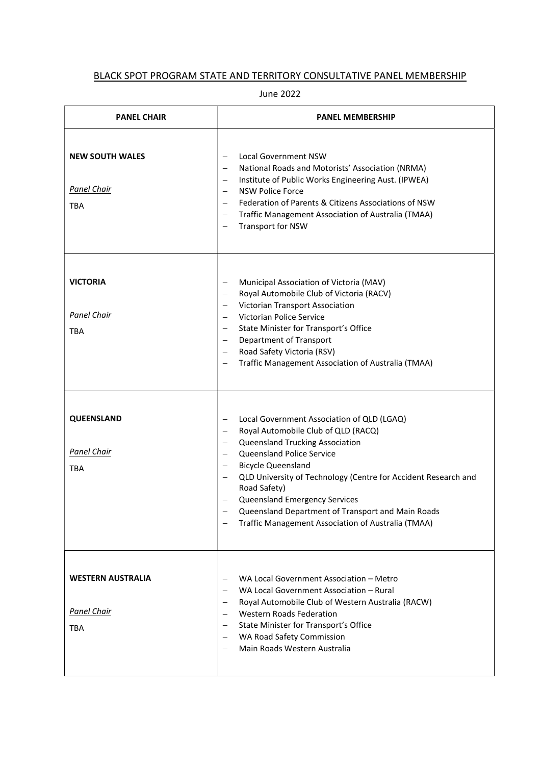# BLACK SPOT PROGRAM STATE AND TERRITORY CONSULTATIVE PANEL MEMBERSHIP

June 2022

| PANEL CHAIR | PANEL MEMBERSHIP |
|---|---|
| **NEW SOUTH WALES**<br><br>*Panel Chair*<br><br>TBA | – Local Government NSW<br>– National Roads and Motorists' Association (NRMA)<br>– Institute of Public Works Engineering Aust. (IPWEA)<br>– NSW Police Force<br>– Federation of Parents & Citizens Associations of NSW<br>– Traffic Management Association of Australia (TMAA)<br>– Transport for NSW |
| **VICTORIA**<br><br>*Panel Chair*<br><br>TBA | – Municipal Association of Victoria (MAV)<br>– Royal Automobile Club of Victoria (RACV)<br>– Victorian Transport Association<br>– Victorian Police Service<br>– State Minister for Transport's Office<br>– Department of Transport<br>– Road Safety Victoria (RSV)<br>– Traffic Management Association of Australia (TMAA) |
| **QUEENSLAND**<br><br>*Panel Chair*<br><br>TBA | – Local Government Association of QLD (LGAQ)<br>– Royal Automobile Club of QLD (RACQ)<br>– Queensland Trucking Association<br>– Queensland Police Service<br>– Bicycle Queensland<br>– QLD University of Technology (Centre for Accident Research and Road Safety)<br>– Queensland Emergency Services<br>– Queensland Department of Transport and Main Roads<br>– Traffic Management Association of Australia (TMAA) |
| **WESTERN AUSTRALIA**<br><br>*Panel Chair*<br><br>TBA | – WA Local Government Association – Metro<br>– WA Local Government Association – Rural<br>– Royal Automobile Club of Western Australia (RACW)<br>– Western Roads Federation<br>– State Minister for Transport's Office<br>– WA Road Safety Commission<br>– Main Roads Western Australia |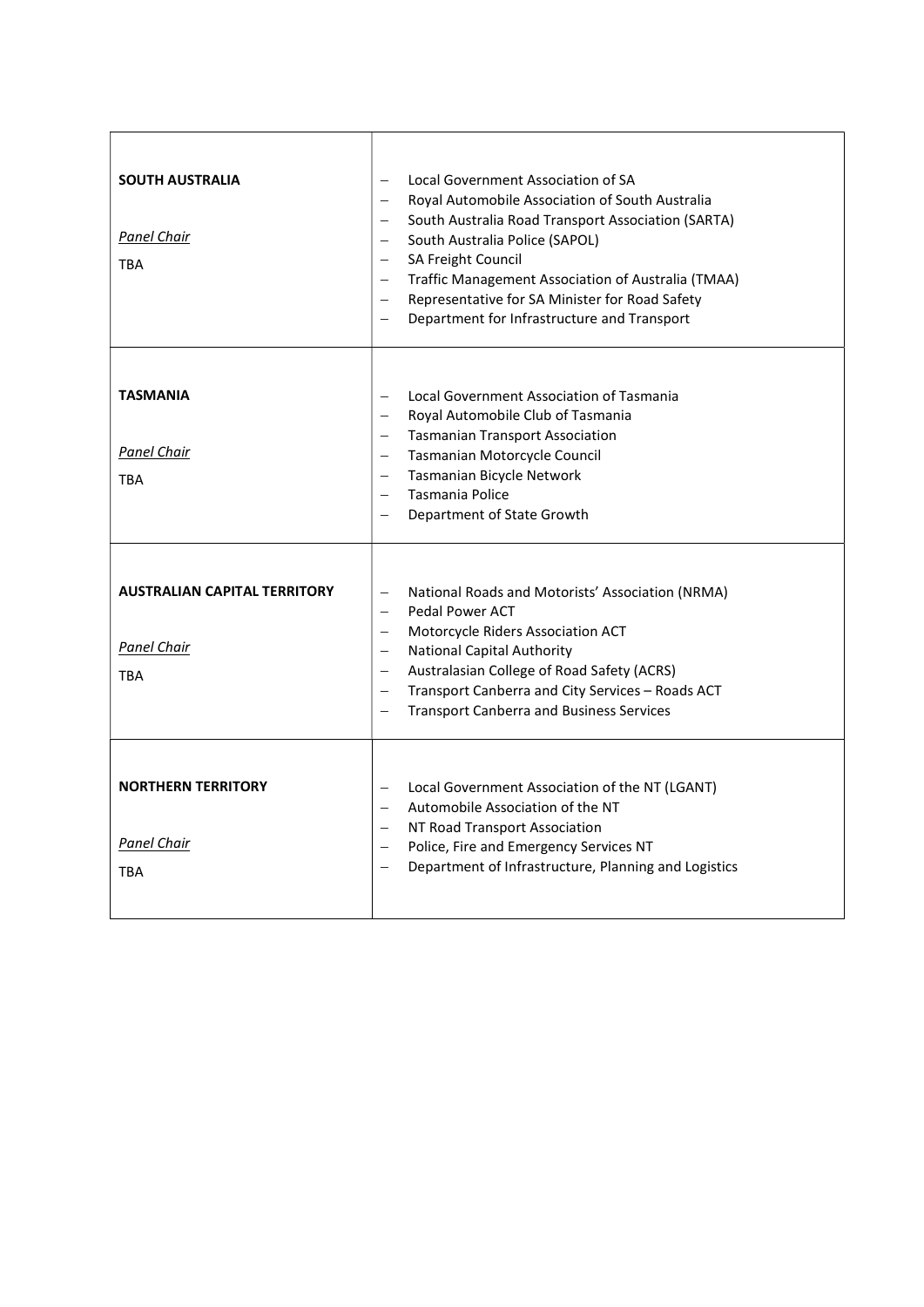| | |
|---|---|
| **SOUTH AUSTRALIA**<br><br>*Panel Chair*<br>TBA | – Local Government Association of SA<br>– Royal Automobile Association of South Australia<br>– South Australia Road Transport Association (SARTA)<br>– South Australia Police (SAPOL)<br>– SA Freight Council<br>– Traffic Management Association of Australia (TMAA)<br>– Representative for SA Minister for Road Safety<br>– Department for Infrastructure and Transport |
| **TASMANIA**<br><br>*Panel Chair*<br>TBA | – Local Government Association of Tasmania<br>– Royal Automobile Club of Tasmania<br>– Tasmanian Transport Association<br>– Tasmanian Motorcycle Council<br>– Tasmanian Bicycle Network<br>– Tasmania Police<br>– Department of State Growth |
| **AUSTRALIAN CAPITAL TERRITORY**<br><br>*Panel Chair*<br>TBA | – National Roads and Motorists' Association (NRMA)<br>– Pedal Power ACT<br>– Motorcycle Riders Association ACT<br>– National Capital Authority<br>– Australasian College of Road Safety (ACRS)<br>– Transport Canberra and City Services – Roads ACT<br>– Transport Canberra and Business Services |
| **NORTHERN TERRITORY**<br><br>*Panel Chair*<br>TBA | – Local Government Association of the NT (LGANT)<br>– Automobile Association of the NT<br>– NT Road Transport Association<br>– Police, Fire and Emergency Services NT<br>– Department of Infrastructure, Planning and Logistics |